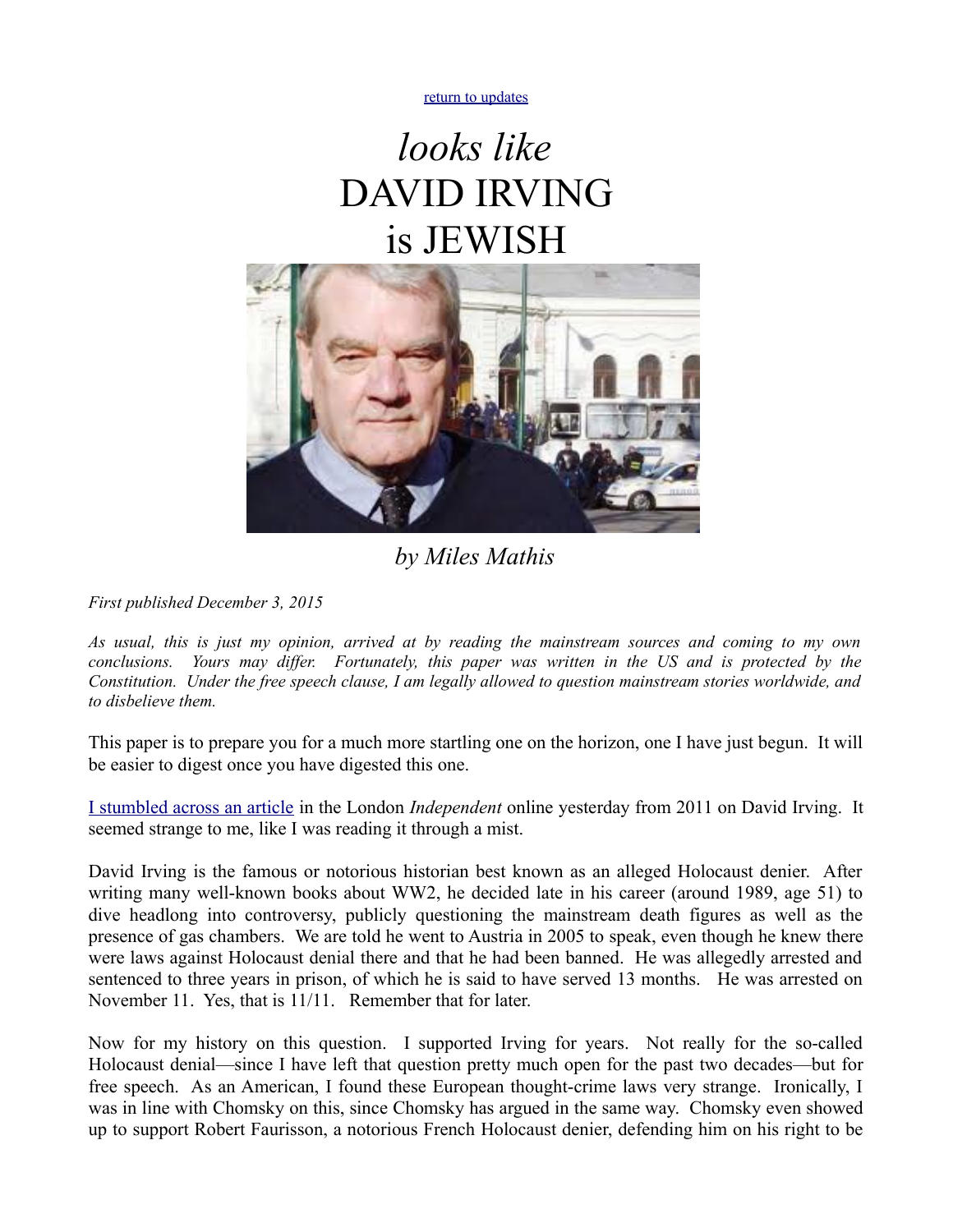return to updates

# *looks like* DAVID IRVING is JEWISH

*by Miles Mathis*

*First published December 3, 2015*

*As usual, this is just my opinion, arrived at by reading the mainstream sources and coming to my own conclusions. Yours may differ. Fortunately, this paper was written in the US and is protected by the Constitution. Under the free speech clause, I am legally allowed to question mainstream stories worldwide, and to disbelieve them.*

This paper is to prepare you for a much more startling one on the horizon, one I have just begun. It will be easier to digest once you have digested this one.

I stumbled across an article in the London *Independent* online yesterday from 2011 on David Irving. It seemed strange to me, like I was reading it through a mist.

David Irving is the famous or notorious historian best known as an alleged Holocaust denier. After writing many well-known books about WW2, he decided late in his career (around 1989, age 51) to dive headlong into controversy, publicly questioning the mainstream death figures as well as the presence of gas chambers. We are told he went to Austria in 2005 to speak, even though he knew there were laws against Holocaust denial there and that he had been banned. He was allegedly arrested and sentenced to three years in prison, of which he is said to have served 13 months. He was arrested on November 11. Yes, that is 11/11. Remember that for later.

Now for my history on this question. I supported Irving for years. Not really for the so-called Holocaust denial—since I have left that question pretty much open for the past two decades—but for free speech. As an American, I found these European thought-crime laws very strange. Ironically, I was in line with Chomsky on this, since Chomsky has argued in the same way. Chomsky even showed up to support Robert Faurisson, a notorious French Holocaust denier, defending him on his right to be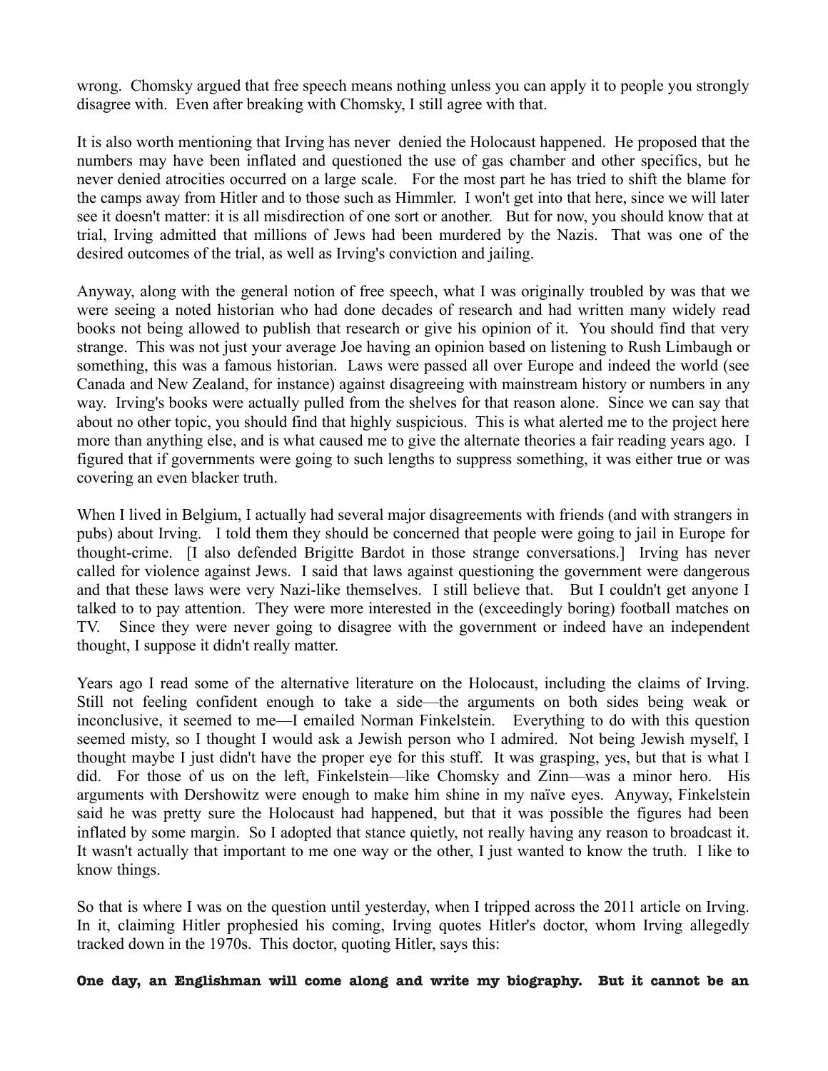wrong. Chomsky argued that free speech means nothing unless you can apply it to people you strongly disagree with. Even after breaking with Chomsky, I still agree with that.

It is also worth mentioning that Irving has never denied the Holocaust happened. He proposed that the numbers may have been inflated and questioned the use of gas chamber and other specifics, but he never denied atrocities occurred on a large scale. For the most part he has tried to shift the blame for the camps away from Hitler and to those such as Himmler. I won't get into that here, since we will later see it doesn't matter: it is all misdirection of one sort or another. But for now, you should know that at trial, Irving admitted that millions of Jews had been murdered by the Nazis. That was one of the desired outcomes of the trial, as well as Irving's conviction and jailing.

Anyway, along with the general notion of free speech, what I was originally troubled by was that we were seeing a noted historian who had done decades of research and had written many widely read books not being allowed to publish that research or give his opinion of it. You should find that very strange. This was not just your average Joe having an opinion based on listening to Rush Limbaugh or something, this was a famous historian. Laws were passed all over Europe and indeed the world (see Canada and New Zealand, for instance) against disagreeing with mainstream history or numbers in any way. Irving's books were actually pulled from the shelves for that reason alone. Since we can say that about no other topic, you should find that highly suspicious. This is what alerted me to the project here more than anything else, and is what caused me to give the alternate theories a fair reading years ago. I figured that if governments were going to such lengths to suppress something, it was either true or was covering an even blacker truth.

When I lived in Belgium, I actually had several major disagreements with friends (and with strangers in pubs) about Irving. I told them they should be concerned that people were going to jail in Europe for thought-crime. [I also defended Brigitte Bardot in those strange conversations.] Irving has never called for violence against Jews. I said that laws against questioning the government were dangerous and that these laws were very Nazi-like themselves. I still believe that. But I couldn't get anyone I talked to to pay attention. They were more interested in the (exceedingly boring) football matches on TV. Since they were never going to disagree with the government or indeed have an independent thought, I suppose it didn't really matter.

Years ago I read some of the alternative literature on the Holocaust, including the claims of Irving. Still not feeling confident enough to take a side—the arguments on both sides being weak or inconclusive, it seemed to me—I emailed Norman Finkelstein. Everything to do with this question seemed misty, so I thought I would ask a Jewish person who I admired. Not being Jewish myself, I thought maybe I just didn't have the proper eye for this stuff. It was grasping, yes, but that is what I did. For those of us on the left, Finkelstein—like Chomsky and Zinn—was a minor hero. His arguments with Dershowitz were enough to make him shine in my naïve eyes. Anyway, Finkelstein said he was pretty sure the Holocaust had happened, but that it was possible the figures had been inflated by some margin. So I adopted that stance quietly, not really having any reason to broadcast it. It wasn't actually that important to me one way or the other, I just wanted to know the truth. I like to know things.

So that is where I was on the question until yesterday, when I tripped across the 2011 article on Irving. In it, claiming Hitler prophesied his coming, Irving quotes Hitler's doctor, whom Irving allegedly tracked down in the 1970s. This doctor, quoting Hitler, says this:

**One day, an Englishman will come along and write my biography. But it cannot be an**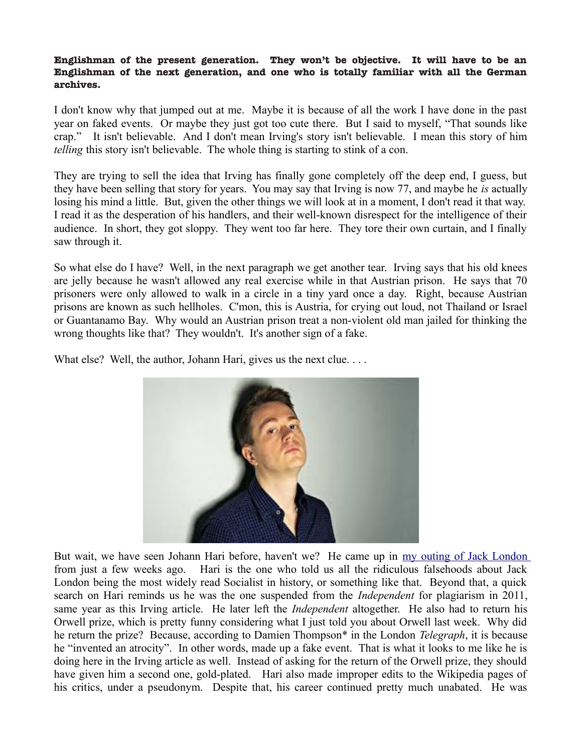**Englishman of the present generation. They won't be objective. It will have to be an Englishman of the next generation, and one who is totally familiar with all the German archives.**

I don't know why that jumped out at me. Maybe it is because of all the work I have done in the past year on faked events. Or maybe they just got too cute there. But I said to myself, "That sounds like crap." It isn't believable. And I don't mean Irving's story isn't believable. I mean this story of him *telling* this story isn't believable. The whole thing is starting to stink of a con.

They are trying to sell the idea that Irving has finally gone completely off the deep end, I guess, but they have been selling that story for years. You may say that Irving is now 77, and maybe he *is* actually losing his mind a little. But, given the other things we will look at in a moment, I don't read it that way. I read it as the desperation of his handlers, and their well-known disrespect for the intelligence of their audience. In short, they got sloppy. They went too far here. They tore their own curtain, and I finally saw through it.

So what else do I have? Well, in the next paragraph we get another tear. Irving says that his old knees are jelly because he wasn't allowed any real exercise while in that Austrian prison. He says that 70 prisoners were only allowed to walk in a circle in a tiny yard once a day. Right, because Austrian prisons are known as such hellholes. C'mon, this is Austria, for crying out loud, not Thailand or Israel or Guantanamo Bay. Why would an Austrian prison treat a non-violent old man jailed for thinking the wrong thoughts like that? They wouldn't. It's another sign of a fake.

What else? Well, the author, Johann Hari, gives us the next clue. . . .

But wait, we have seen Johann Hari before, haven't we? He came up in [my outing of Jack London](#) from just a few weeks ago. Hari is the one who told us all the ridiculous falsehoods about Jack London being the most widely read Socialist in history, or something like that. Beyond that, a quick search on Hari reminds us he was the one suspended from the *Independent* for plagiarism in 2011, same year as this Irving article. He later left the *Independent* altogether. He also had to return his Orwell prize, which is pretty funny considering what I just told you about Orwell last week. Why did he return the prize? Because, according to Damien Thompson* in the London *Telegraph*, it is because he "invented an atrocity". In other words, made up a fake event. That is what it looks to me like he is doing here in the Irving article as well. Instead of asking for the return of the Orwell prize, they should have given him a second one, gold-plated. Hari also made improper edits to the Wikipedia pages of his critics, under a pseudonym. Despite that, his career continued pretty much unabated. He was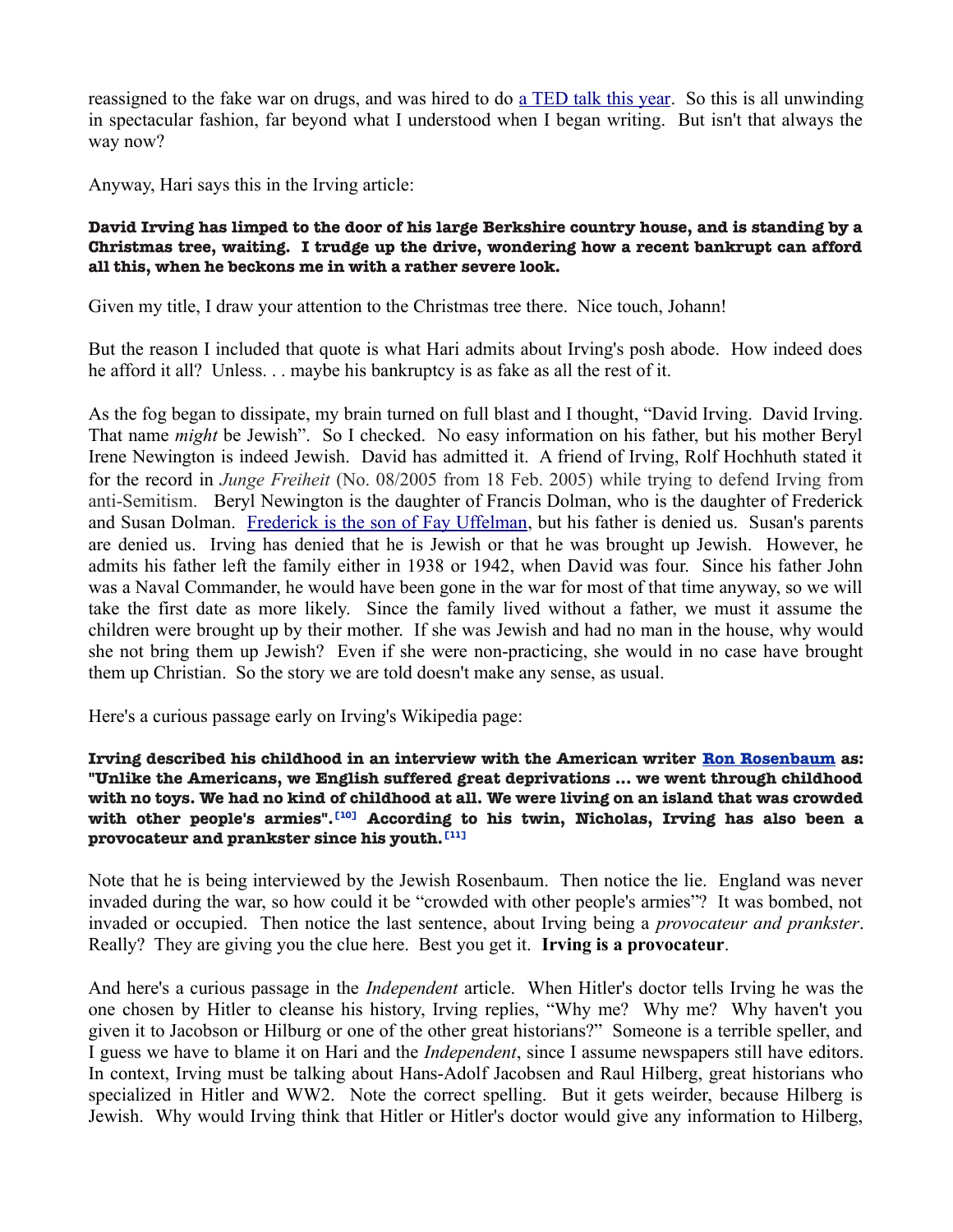reassigned to the fake war on drugs, and was hired to do [a TED talk this year](). So this is all unwinding in spectacular fashion, far beyond what I understood when I began writing. But isn't that always the way now?

Anyway, Hari says this in the Irving article:

**David Irving has limped to the door of his large Berkshire country house, and is standing by a Christmas tree, waiting. I trudge up the drive, wondering how a recent bankrupt can afford all this, when he beckons me in with a rather severe look.**

Given my title, I draw your attention to the Christmas tree there. Nice touch, Johann!

But the reason I included that quote is what Hari admits about Irving's posh abode. How indeed does he afford it all? Unless. . . maybe his bankruptcy is as fake as all the rest of it.

As the fog began to dissipate, my brain turned on full blast and I thought, "David Irving. David Irving. That name *might* be Jewish". So I checked. No easy information on his father, but his mother Beryl Irene Newington is indeed Jewish. David has admitted it. A friend of Irving, Rolf Hochhuth stated it for the record in *Junge Freiheit* (No. 08/2005 from 18 Feb. 2005) while trying to defend Irving from anti-Semitism. Beryl Newington is the daughter of Francis Dolman, who is the daughter of Frederick and Susan Dolman. [Frederick is the son of Fay Uffelman](), but his father is denied us. Susan's parents are denied us. Irving has denied that he is Jewish or that he was brought up Jewish. However, he admits his father left the family either in 1938 or 1942, when David was four. Since his father John was a Naval Commander, he would have been gone in the war for most of that time anyway, so we will take the first date as more likely. Since the family lived without a father, we must it assume the children were brought up by their mother. If she was Jewish and had no man in the house, why would she not bring them up Jewish? Even if she were non-practicing, she would in no case have brought them up Christian. So the story we are told doesn't make any sense, as usual.

Here's a curious passage early on Irving's Wikipedia page:

**Irving described his childhood in an interview with the American writer [Ron Rosenbaum]() as: "Unlike the Americans, we English suffered great deprivations ... we went through childhood with no toys. We had no kind of childhood at all. We were living on an island that was crowded with other people's armies".[10] According to his twin, Nicholas, Irving has also been a provocateur and prankster since his youth.[11]**

Note that he is being interviewed by the Jewish Rosenbaum. Then notice the lie. England was never invaded during the war, so how could it be "crowded with other people's armies"? It was bombed, not invaded or occupied. Then notice the last sentence, about Irving being a *provocateur and prankster*. Really? They are giving you the clue here. Best you get it. **Irving is a provocateur**.

And here's a curious passage in the *Independent* article. When Hitler's doctor tells Irving he was the one chosen by Hitler to cleanse his history, Irving replies, "Why me? Why me? Why haven't you given it to Jacobson or Hilburg or one of the other great historians?" Someone is a terrible speller, and I guess we have to blame it on Hari and the *Independent*, since I assume newspapers still have editors. In context, Irving must be talking about Hans-Adolf Jacobsen and Raul Hilberg, great historians who specialized in Hitler and WW2. Note the correct spelling. But it gets weirder, because Hilberg is Jewish. Why would Irving think that Hitler or Hitler's doctor would give any information to Hilberg,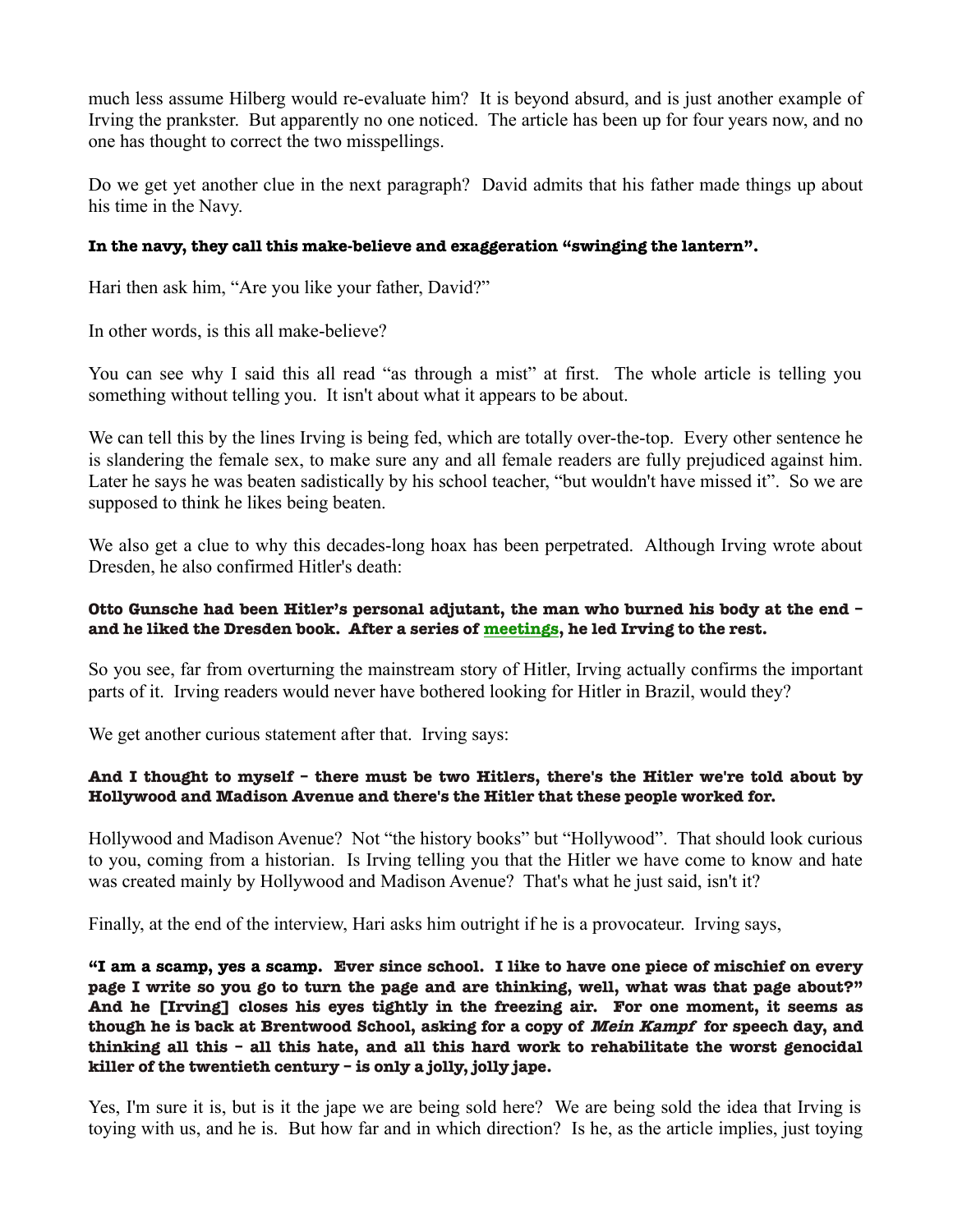much less assume Hilberg would re-evaluate him? It is beyond absurd, and is just another example of Irving the prankster. But apparently no one noticed. The article has been up for four years now, and no one has thought to correct the two misspellings.

Do we get yet another clue in the next paragraph? David admits that his father made things up about his time in the Navy.

**In the navy, they call this make-believe and exaggeration "swinging the lantern".**

Hari then ask him, "Are you like your father, David?"

In other words, is this all make-believe?

You can see why I said this all read "as through a mist" at first. The whole article is telling you something without telling you. It isn't about what it appears to be about.

We can tell this by the lines Irving is being fed, which are totally over-the-top. Every other sentence he is slandering the female sex, to make sure any and all female readers are fully prejudiced against him. Later he says he was beaten sadistically by his school teacher, "but wouldn't have missed it". So we are supposed to think he likes being beaten.

We also get a clue to why this decades-long hoax has been perpetrated. Although Irving wrote about Dresden, he also confirmed Hitler's death:

**Otto Gunsche had been Hitler's personal adjutant, the man who burned his body at the end – and he liked the Dresden book. After a series of meetings, he led Irving to the rest.**

So you see, far from overturning the mainstream story of Hitler, Irving actually confirms the important parts of it. Irving readers would never have bothered looking for Hitler in Brazil, would they?

We get another curious statement after that. Irving says:

**And I thought to myself – there must be two Hitlers, there's the Hitler we're told about by Hollywood and Madison Avenue and there's the Hitler that these people worked for.**

Hollywood and Madison Avenue? Not "the history books" but "Hollywood". That should look curious to you, coming from a historian. Is Irving telling you that the Hitler we have come to know and hate was created mainly by Hollywood and Madison Avenue? That's what he just said, isn't it?

Finally, at the end of the interview, Hari asks him outright if he is a provocateur. Irving says,

**"I am a scamp, yes a scamp. Ever since school. I like to have one piece of mischief on every page I write so you go to turn the page and are thinking, well, what was that page about?" And he [Irving] closes his eyes tightly in the freezing air. For one moment, it seems as though he is back at Brentwood School, asking for a copy of *Mein Kampf* for speech day, and thinking all this – all this hate, and all this hard work to rehabilitate the worst genocidal killer of the twentieth century – is only a jolly, jolly jape.**

Yes, I'm sure it is, but is it the jape we are being sold here? We are being sold the idea that Irving is toying with us, and he is. But how far and in which direction? Is he, as the article implies, just toying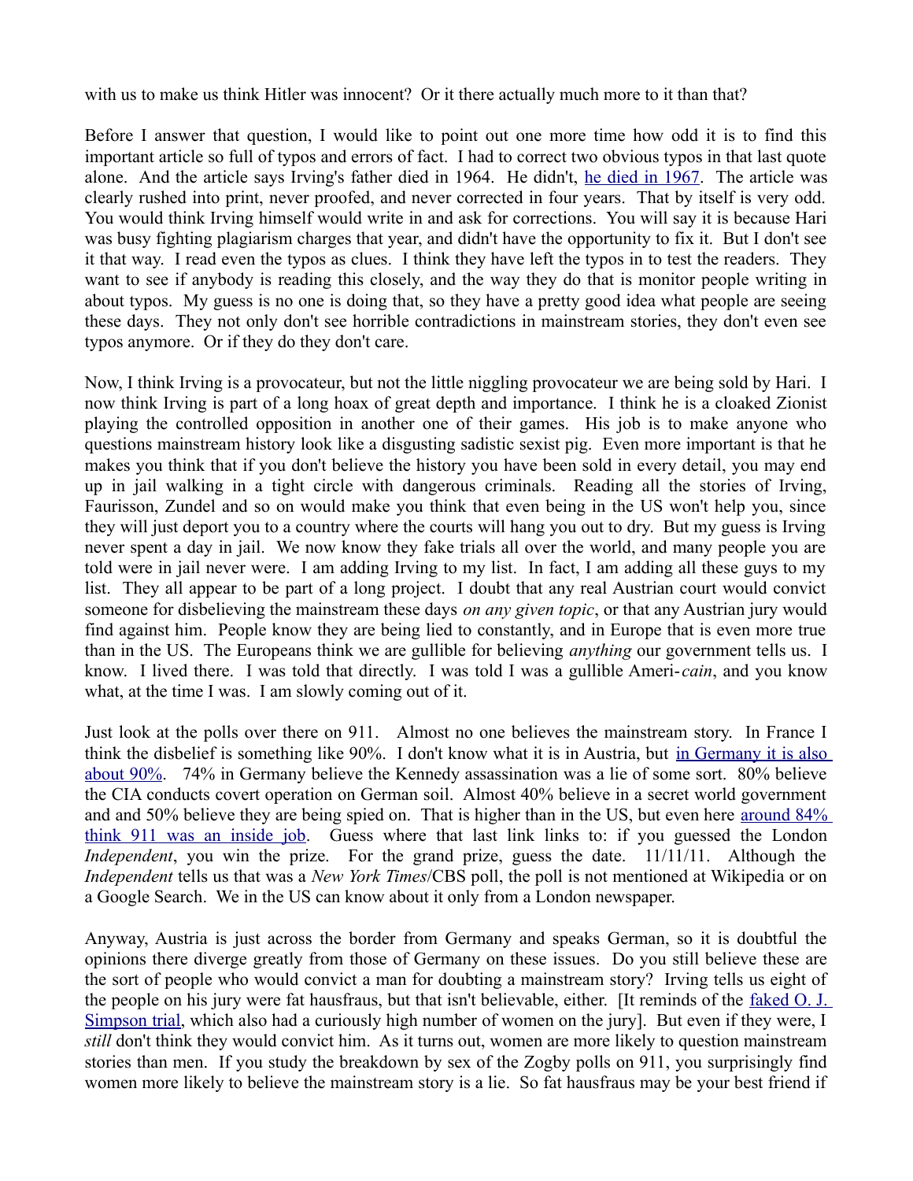with us to make us think Hitler was innocent? Or it there actually much more to it than that?

Before I answer that question, I would like to point out one more time how odd it is to find this important article so full of typos and errors of fact. I had to correct two obvious typos in that last quote alone. And the article says Irving's father died in 1964. He didn't, [he died in 1967](). The article was clearly rushed into print, never proofed, and never corrected in four years. That by itself is very odd. You would think Irving himself would write in and ask for corrections. You will say it is because Hari was busy fighting plagiarism charges that year, and didn't have the opportunity to fix it. But I don't see it that way. I read even the typos as clues. I think they have left the typos in to test the readers. They want to see if anybody is reading this closely, and the way they do that is monitor people writing in about typos. My guess is no one is doing that, so they have a pretty good idea what people are seeing these days. They not only don't see horrible contradictions in mainstream stories, they don't even see typos anymore. Or if they do they don't care.

Now, I think Irving is a provocateur, but not the little niggling provocateur we are being sold by Hari. I now think Irving is part of a long hoax of great depth and importance. I think he is a cloaked Zionist playing the controlled opposition in another one of their games. His job is to make anyone who questions mainstream history look like a disgusting sadistic sexist pig. Even more important is that he makes you think that if you don't believe the history you have been sold in every detail, you may end up in jail walking in a tight circle with dangerous criminals. Reading all the stories of Irving, Faurisson, Zundel and so on would make you think that even being in the US won't help you, since they will just deport you to a country where the courts will hang you out to dry. But my guess is Irving never spent a day in jail. We now know they fake trials all over the world, and many people you are told were in jail never were. I am adding Irving to my list. In fact, I am adding all these guys to my list. They all appear to be part of a long project. I doubt that any real Austrian court would convict someone for disbelieving the mainstream these days *on any given topic*, or that any Austrian jury would find against him. People know they are being lied to constantly, and in Europe that is even more true than in the US. The Europeans think we are gullible for believing *anything* our government tells us. I know. I lived there. I was told that directly. I was told I was a gullible Ameri-*cain*, and you know what, at the time I was. I am slowly coming out of it.

Just look at the polls over there on 911. Almost no one believes the mainstream story. In France I think the disbelief is something like 90%. I don't know what it is in Austria, but [in Germany it is also about 90%](). 74% in Germany believe the Kennedy assassination was a lie of some sort. 80% believe the CIA conducts covert operation on German soil. Almost 40% believe in a secret world government and and 50% believe they are being spied on. That is higher than in the US, but even here [around 84% think 911 was an inside job](). Guess where that last link links to: if you guessed the London *Independent*, you win the prize. For the grand prize, guess the date. 11/11/11. Although the *Independent* tells us that was a *New York Times*/CBS poll, the poll is not mentioned at Wikipedia or on a Google Search. We in the US can know about it only from a London newspaper.

Anyway, Austria is just across the border from Germany and speaks German, so it is doubtful the opinions there diverge greatly from those of Germany on these issues. Do you still believe these are the sort of people who would convict a man for doubting a mainstream story? Irving tells us eight of the people on his jury were fat hausfraus, but that isn't believable, either. [It reminds of the [faked O. J. Simpson trial](), which also had a curiously high number of women on the jury]. But even if they were, I *still* don't think they would convict him. As it turns out, women are more likely to question mainstream stories than men. If you study the breakdown by sex of the Zogby polls on 911, you surprisingly find women more likely to believe the mainstream story is a lie. So fat hausfraus may be your best friend if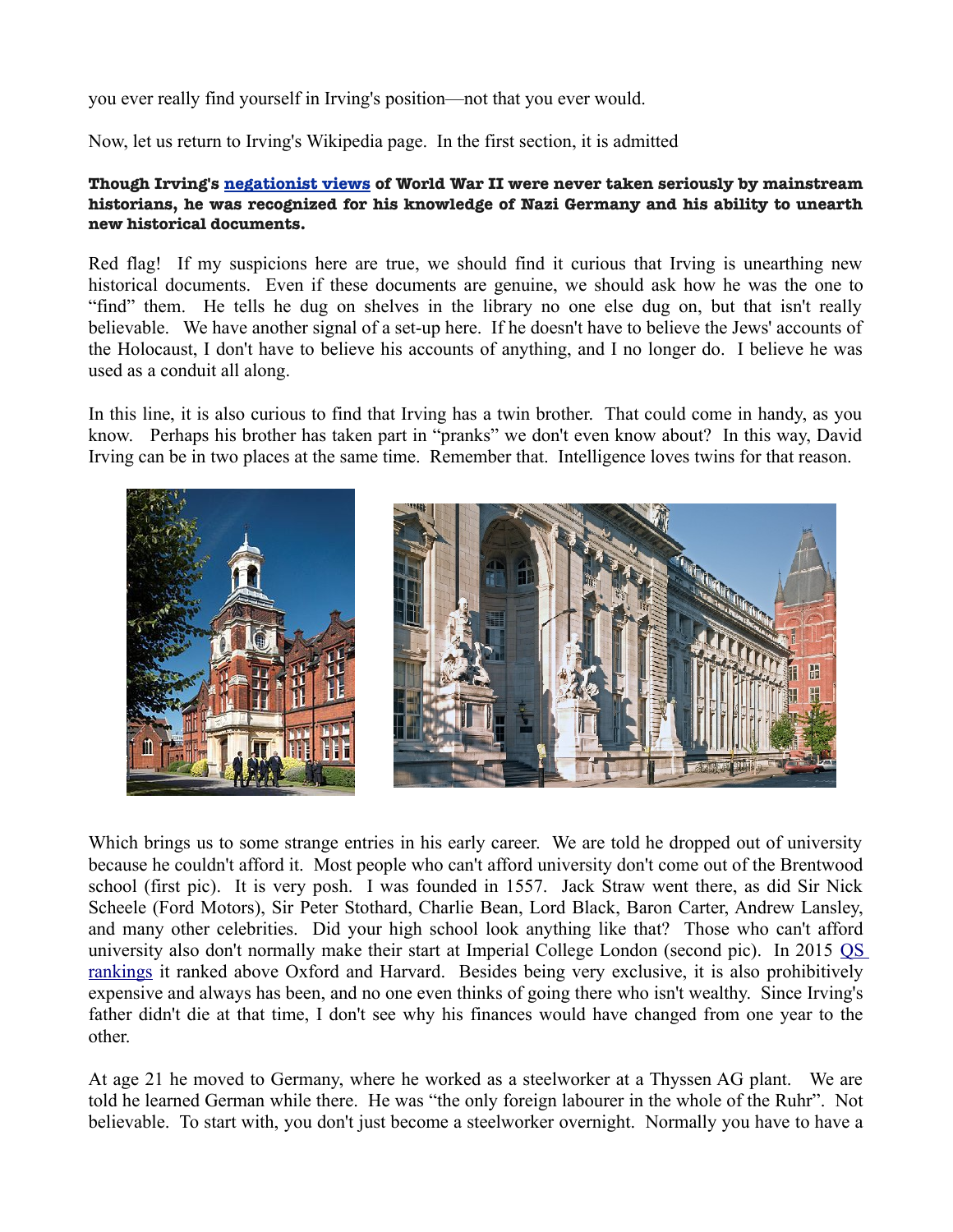you ever really find yourself in Irving's position—not that you ever would.

Now, let us return to Irving's Wikipedia page. In the first section, it is admitted

**Though Irving's negationist views of World War II were never taken seriously by mainstream historians, he was recognized for his knowledge of Nazi Germany and his ability to unearth new historical documents.**

Red flag! If my suspicions here are true, we should find it curious that Irving is unearthing new historical documents. Even if these documents are genuine, we should ask how he was the one to "find" them. He tells he dug on shelves in the library no one else dug on, but that isn't really believable. We have another signal of a set-up here. If he doesn't have to believe the Jews' accounts of the Holocaust, I don't have to believe his accounts of anything, and I no longer do. I believe he was used as a conduit all along.

In this line, it is also curious to find that Irving has a twin brother. That could come in handy, as you know. Perhaps his brother has taken part in "pranks" we don't even know about? In this way, David Irving can be in two places at the same time. Remember that. Intelligence loves twins for that reason.

Which brings us to some strange entries in his early career. We are told he dropped out of university because he couldn't afford it. Most people who can't afford university don't come out of the Brentwood school (first pic). It is very posh. I was founded in 1557. Jack Straw went there, as did Sir Nick Scheele (Ford Motors), Sir Peter Stothard, Charlie Bean, Lord Black, Baron Carter, Andrew Lansley, and many other celebrities. Did your high school look anything like that? Those who can't afford university also don't normally make their start at Imperial College London (second pic). In 2015 QS rankings it ranked above Oxford and Harvard. Besides being very exclusive, it is also prohibitively expensive and always has been, and no one even thinks of going there who isn't wealthy. Since Irving's father didn't die at that time, I don't see why his finances would have changed from one year to the other.

At age 21 he moved to Germany, where he worked as a steelworker at a Thyssen AG plant. We are told he learned German while there. He was "the only foreign labourer in the whole of the Ruhr". Not believable. To start with, you don't just become a steelworker overnight. Normally you have to have a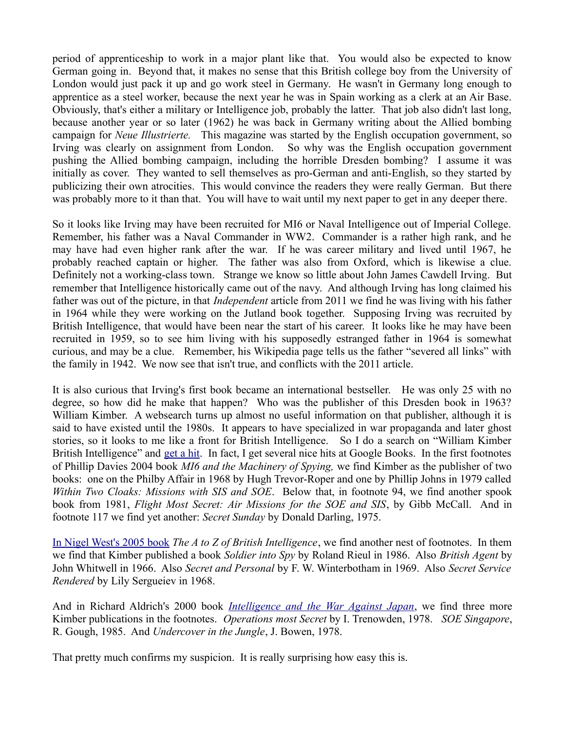period of apprenticeship to work in a major plant like that. You would also be expected to know German going in. Beyond that, it makes no sense that this British college boy from the University of London would just pack it up and go work steel in Germany. He wasn't in Germany long enough to apprentice as a steel worker, because the next year he was in Spain working as a clerk at an Air Base. Obviously, that's either a military or Intelligence job, probably the latter. That job also didn't last long, because another year or so later (1962) he was back in Germany writing about the Allied bombing campaign for *Neue Illustrierte.* This magazine was started by the English occupation government, so Irving was clearly on assignment from London. So why was the English occupation government pushing the Allied bombing campaign, including the horrible Dresden bombing? I assume it was initially as cover. They wanted to sell themselves as pro-German and anti-English, so they started by publicizing their own atrocities. This would convince the readers they were really German. But there was probably more to it than that. You will have to wait until my next paper to get in any deeper there.

So it looks like Irving may have been recruited for MI6 or Naval Intelligence out of Imperial College. Remember, his father was a Naval Commander in WW2. Commander is a rather high rank, and he may have had even higher rank after the war. If he was career military and lived until 1967, he probably reached captain or higher. The father was also from Oxford, which is likewise a clue. Definitely not a working-class town. Strange we know so little about John James Cawdell Irving. But remember that Intelligence historically came out of the navy. And although Irving has long claimed his father was out of the picture, in that *Independent* article from 2011 we find he was living with his father in 1964 while they were working on the Jutland book together. Supposing Irving was recruited by British Intelligence, that would have been near the start of his career. It looks like he may have been recruited in 1959, so to see him living with his supposedly estranged father in 1964 is somewhat curious, and may be a clue. Remember, his Wikipedia page tells us the father "severed all links" with the family in 1942. We now see that isn't true, and conflicts with the 2011 article.

It is also curious that Irving's first book became an international bestseller. He was only 25 with no degree, so how did he make that happen? Who was the publisher of this Dresden book in 1963? William Kimber. A websearch turns up almost no useful information on that publisher, although it is said to have existed until the 1980s. It appears to have specialized in war propaganda and later ghost stories, so it looks to me like a front for British Intelligence. So I do a search on "William Kimber British Intelligence" and get a hit. In fact, I get several nice hits at Google Books. In the first footnotes of Phillip Davies 2004 book *MI6 and the Machinery of Spying,* we find Kimber as the publisher of two books: one on the Philby Affair in 1968 by Hugh Trevor-Roper and one by Phillip Johns in 1979 called *Within Two Cloaks: Missions with SIS and SOE*. Below that, in footnote 94, we find another spook book from 1981, *Flight Most Secret: Air Missions for the SOE and SIS*, by Gibb McCall. And in footnote 117 we find yet another: *Secret Sunday* by Donald Darling, 1975.

In Nigel West's 2005 book *The A to Z of British Intelligence*, we find another nest of footnotes. In them we find that Kimber published a book *Soldier into Spy* by Roland Rieul in 1986. Also *British Agent* by John Whitwell in 1966. Also *Secret and Personal* by F. W. Winterbotham in 1969. Also *Secret Service Rendered* by Lily Sergueiev in 1968.

And in Richard Aldrich's 2000 book *Intelligence and the War Against Japan*, we find three more Kimber publications in the footnotes. *Operations most Secret* by I. Trenowden, 1978. *SOE Singapore*, R. Gough, 1985. And *Undercover in the Jungle*, J. Bowen, 1978.

That pretty much confirms my suspicion. It is really surprising how easy this is.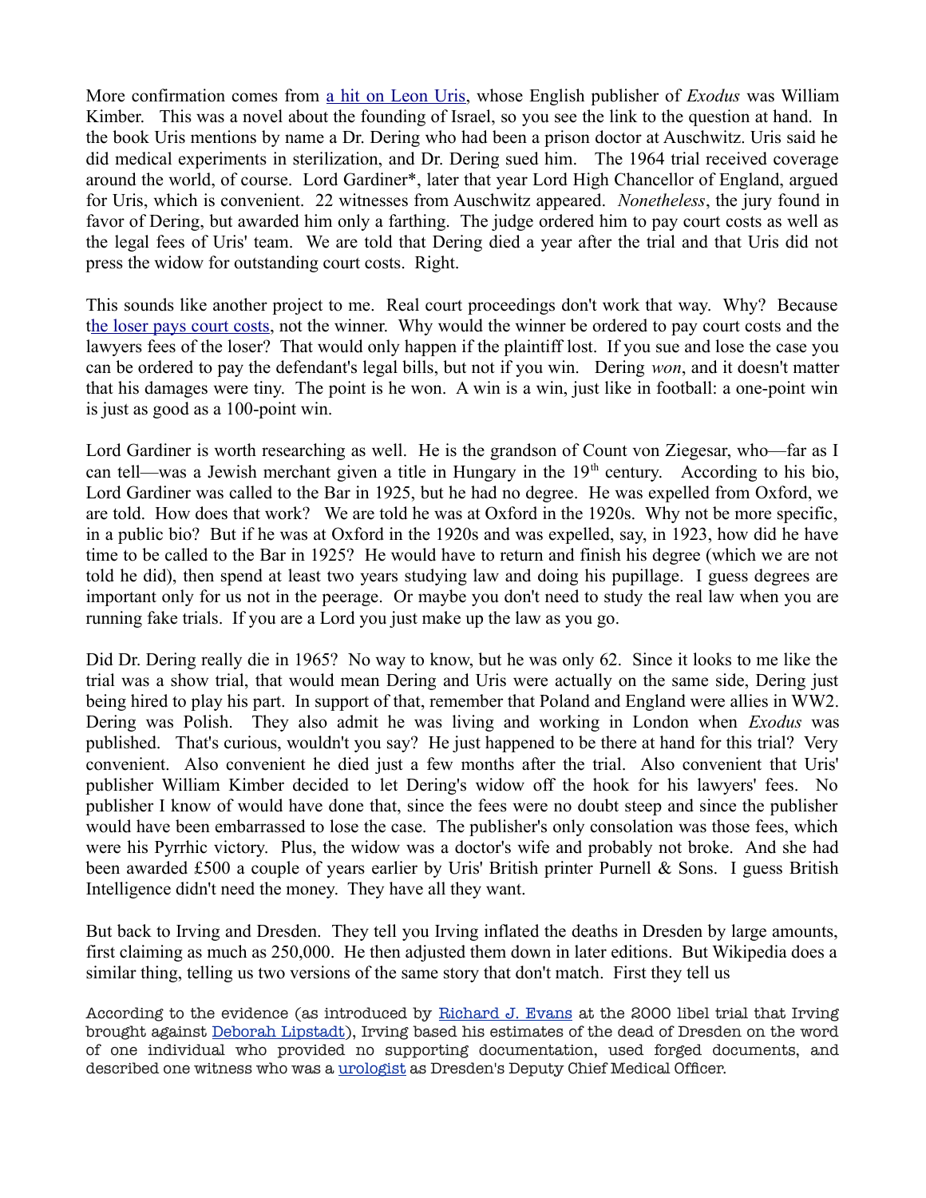More confirmation comes from [a hit on Leon Uris](), whose English publisher of *Exodus* was William Kimber. This was a novel about the founding of Israel, so you see the link to the question at hand. In the book Uris mentions by name a Dr. Dering who had been a prison doctor at Auschwitz. Uris said he did medical experiments in sterilization, and Dr. Dering sued him. The 1964 trial received coverage around the world, of course. Lord Gardiner*, later that year Lord High Chancellor of England, argued for Uris, which is convenient. 22 witnesses from Auschwitz appeared. *Nonetheless*, the jury found in favor of Dering, but awarded him only a farthing. The judge ordered him to pay court costs as well as the legal fees of Uris' team. We are told that Dering died a year after the trial and that Uris did not press the widow for outstanding court costs. Right.

This sounds like another project to me. Real court proceedings don't work that way. Why? Because t[he loser pays court costs](), not the winner. Why would the winner be ordered to pay court costs and the lawyers fees of the loser? That would only happen if the plaintiff lost. If you sue and lose the case you can be ordered to pay the defendant's legal bills, but not if you win. Dering *won*, and it doesn't matter that his damages were tiny. The point is he won. A win is a win, just like in football: a one-point win is just as good as a 100-point win.

Lord Gardiner is worth researching as well. He is the grandson of Count von Ziegesar, who—far as I can tell—was a Jewish merchant given a title in Hungary in the 19th century. According to his bio, Lord Gardiner was called to the Bar in 1925, but he had no degree. He was expelled from Oxford, we are told. How does that work? We are told he was at Oxford in the 1920s. Why not be more specific, in a public bio? But if he was at Oxford in the 1920s and was expelled, say, in 1923, how did he have time to be called to the Bar in 1925? He would have to return and finish his degree (which we are not told he did), then spend at least two years studying law and doing his pupillage. I guess degrees are important only for us not in the peerage. Or maybe you don't need to study the real law when you are running fake trials. If you are a Lord you just make up the law as you go.

Did Dr. Dering really die in 1965? No way to know, but he was only 62. Since it looks to me like the trial was a show trial, that would mean Dering and Uris were actually on the same side, Dering just being hired to play his part. In support of that, remember that Poland and England were allies in WW2. Dering was Polish. They also admit he was living and working in London when *Exodus* was published. That's curious, wouldn't you say? He just happened to be there at hand for this trial? Very convenient. Also convenient he died just a few months after the trial. Also convenient that Uris' publisher William Kimber decided to let Dering's widow off the hook for his lawyers' fees. No publisher I know of would have done that, since the fees were no doubt steep and since the publisher would have been embarrassed to lose the case. The publisher's only consolation was those fees, which were his Pyrrhic victory. Plus, the widow was a doctor's wife and probably not broke. And she had been awarded £500 a couple of years earlier by Uris' British printer Purnell & Sons. I guess British Intelligence didn't need the money. They have all they want.

But back to Irving and Dresden. They tell you Irving inflated the deaths in Dresden by large amounts, first claiming as much as 250,000. He then adjusted them down in later editions. But Wikipedia does a similar thing, telling us two versions of the same story that don't match. First they tell us

> According to the evidence (as introduced by [Richard J. Evans]() at the 2000 libel trial that Irving brought against [Deborah Lipstadt]()), Irving based his estimates of the dead of Dresden on the word of one individual who provided no supporting documentation, used forged documents, and described one witness who was a [urologist]() as Dresden's Deputy Chief Medical Officer.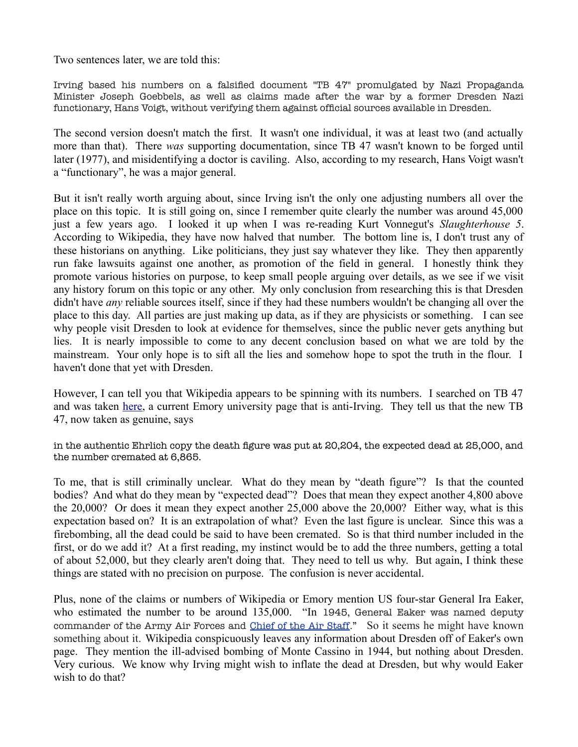Two sentences later, we are told this:

> Irving based his numbers on a falsified document "TB 47" promulgated by Nazi Propaganda Minister Joseph Goebbels, as well as claims made after the war by a former Dresden Nazi functionary, Hans Voigt, without verifying them against official sources available in Dresden.

The second version doesn't match the first. It wasn't one individual, it was at least two (and actually more than that). There *was* supporting documentation, since TB 47 wasn't known to be forged until later (1977), and misidentifying a doctor is caviling. Also, according to my research, Hans Voigt wasn't a "functionary", he was a major general.

But it isn't really worth arguing about, since Irving isn't the only one adjusting numbers all over the place on this topic. It is still going on, since I remember quite clearly the number was around 45,000 just a few years ago. I looked it up when I was re-reading Kurt Vonnegut's *Slaughterhouse 5*. According to Wikipedia, they have now halved that number. The bottom line is, I don't trust any of these historians on anything. Like politicians, they just say whatever they like. They then apparently run fake lawsuits against one another, as promotion of the field in general. I honestly think they promote various histories on purpose, to keep small people arguing over details, as we see if we visit any history forum on this topic or any other. My only conclusion from researching this is that Dresden didn't have *any* reliable sources itself, since if they had these numbers wouldn't be changing all over the place to this day. All parties are just making up data, as if they are physicists or something. I can see why people visit Dresden to look at evidence for themselves, since the public never gets anything but lies. It is nearly impossible to come to any decent conclusion based on what we are told by the mainstream. Your only hope is to sift all the lies and somehow hope to spot the truth in the flour. I haven't done that yet with Dresden.

However, I can tell you that Wikipedia appears to be spinning with its numbers. I searched on TB 47 and was taken here, a current Emory university page that is anti-Irving. They tell us that the new TB 47, now taken as genuine, says

> in the authentic Ehrlich copy the death figure was put at 20,204, the expected dead at 25,000, and the number cremated at 6,865.

To me, that is still criminally unclear. What do they mean by "death figure"? Is that the counted bodies? And what do they mean by "expected dead"? Does that mean they expect another 4,800 above the 20,000? Or does it mean they expect another 25,000 above the 20,000? Either way, what is this expectation based on? It is an extrapolation of what? Even the last figure is unclear. Since this was a firebombing, all the dead could be said to have been cremated. So is that third number included in the first, or do we add it? At a first reading, my instinct would be to add the three numbers, getting a total of about 52,000, but they clearly aren't doing that. They need to tell us why. But again, I think these things are stated with no precision on purpose. The confusion is never accidental.

Plus, none of the claims or numbers of Wikipedia or Emory mention US four-star General Ira Eaker, who estimated the number to be around 135,000. "In 1945, General Eaker was named deputy commander of the Army Air Forces and Chief of the Air Staff." So it seems he might have known something about it. Wikipedia conspicuously leaves any information about Dresden off of Eaker's own page. They mention the ill-advised bombing of Monte Cassino in 1944, but nothing about Dresden. Very curious. We know why Irving might wish to inflate the dead at Dresden, but why would Eaker wish to do that?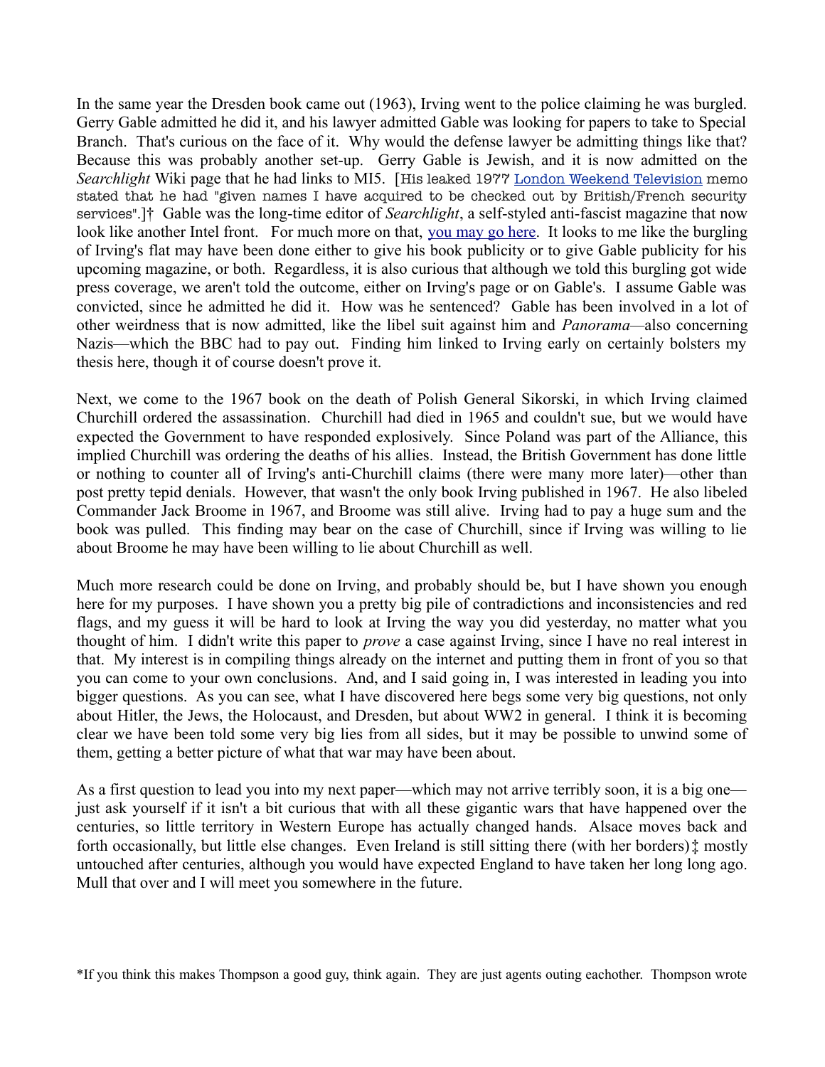In the same year the Dresden book came out (1963), Irving went to the police claiming he was burgled. Gerry Gable admitted he did it, and his lawyer admitted Gable was looking for papers to take to Special Branch. That's curious on the face of it. Why would the defense lawyer be admitting things like that? Because this was probably another set-up. Gerry Gable is Jewish, and it is now admitted on the *Searchlight* Wiki page that he had links to MI5. [His leaked 1977 London Weekend Television memo stated that he had "given names I have acquired to be checked out by British/French security services".]† Gable was the long-time editor of *Searchlight*, a self-styled anti-fascist magazine that now look like another Intel front. For much more on that, you may go here. It looks to me like the burgling of Irving's flat may have been done either to give his book publicity or to give Gable publicity for his upcoming magazine, or both. Regardless, it is also curious that although we told this burgling got wide press coverage, we aren't told the outcome, either on Irving's page or on Gable's. I assume Gable was convicted, since he admitted he did it. How was he sentenced? Gable has been involved in a lot of other weirdness that is now admitted, like the libel suit against him and *Panorama*—also concerning Nazis—which the BBC had to pay out. Finding him linked to Irving early on certainly bolsters my thesis here, though it of course doesn't prove it.

Next, we come to the 1967 book on the death of Polish General Sikorski, in which Irving claimed Churchill ordered the assassination. Churchill had died in 1965 and couldn't sue, but we would have expected the Government to have responded explosively. Since Poland was part of the Alliance, this implied Churchill was ordering the deaths of his allies. Instead, the British Government has done little or nothing to counter all of Irving's anti-Churchill claims (there were many more later)—other than post pretty tepid denials. However, that wasn't the only book Irving published in 1967. He also libeled Commander Jack Broome in 1967, and Broome was still alive. Irving had to pay a huge sum and the book was pulled. This finding may bear on the case of Churchill, since if Irving was willing to lie about Broome he may have been willing to lie about Churchill as well.

Much more research could be done on Irving, and probably should be, but I have shown you enough here for my purposes. I have shown you a pretty big pile of contradictions and inconsistencies and red flags, and my guess it will be hard to look at Irving the way you did yesterday, no matter what you thought of him. I didn't write this paper to *prove* a case against Irving, since I have no real interest in that. My interest is in compiling things already on the internet and putting them in front of you so that you can come to your own conclusions. And, and I said going in, I was interested in leading you into bigger questions. As you can see, what I have discovered here begs some very big questions, not only about Hitler, the Jews, the Holocaust, and Dresden, but about WW2 in general. I think it is becoming clear we have been told some very big lies from all sides, but it may be possible to unwind some of them, getting a better picture of what that war may have been about.

As a first question to lead you into my next paper—which may not arrive terribly soon, it is a big one—just ask yourself if it isn't a bit curious that with all these gigantic wars that have happened over the centuries, so little territory in Western Europe has actually changed hands. Alsace moves back and forth occasionally, but little else changes. Even Ireland is still sitting there (with her borders)‡ mostly untouched after centuries, although you would have expected England to have taken her long long ago. Mull that over and I will meet you somewhere in the future.

*If you think this makes Thompson a good guy, think again. They are just agents outing eachother. Thompson wrote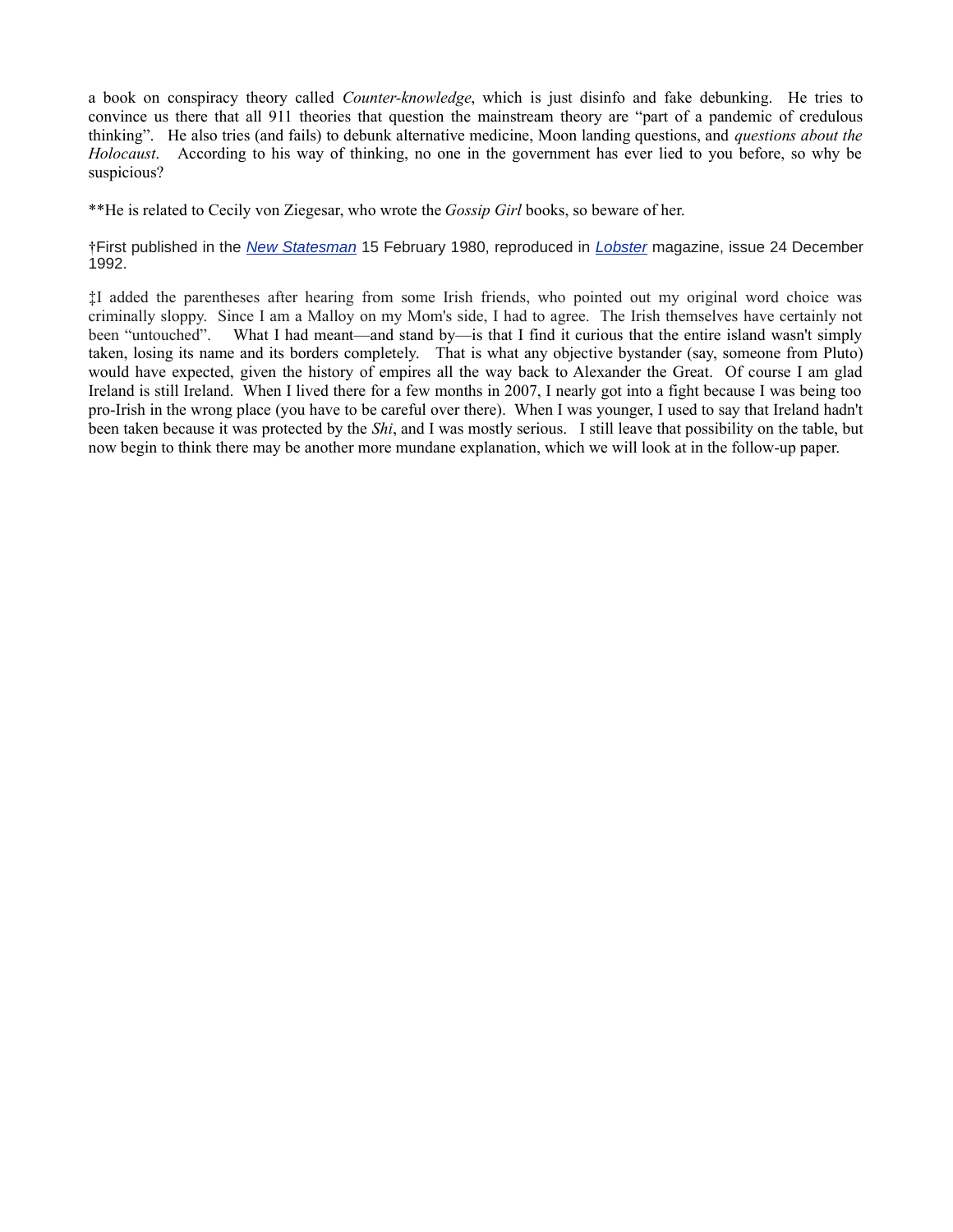a book on conspiracy theory called *Counter-knowledge*, which is just disinfo and fake debunking. He tries to convince us there that all 911 theories that question the mainstream theory are "part of a pandemic of credulous thinking". He also tries (and fails) to debunk alternative medicine, Moon landing questions, and *questions about the Holocaust*. According to his way of thinking, no one in the government has ever lied to you before, so why be suspicious?

**He is related to Cecily von Ziegesar, who wrote the *Gossip Girl* books, so beware of her.

†First published in the [*New Statesman*]() 15 February 1980, reproduced in [*Lobster*]() magazine, issue 24 December 1992.

‡I added the parentheses after hearing from some Irish friends, who pointed out my original word choice was criminally sloppy. Since I am a Malloy on my Mom's side, I had to agree. The Irish themselves have certainly not been "untouched". What I had meant—and stand by—is that I find it curious that the entire island wasn't simply taken, losing its name and its borders completely. That is what any objective bystander (say, someone from Pluto) would have expected, given the history of empires all the way back to Alexander the Great. Of course I am glad Ireland is still Ireland. When I lived there for a few months in 2007, I nearly got into a fight because I was being too pro-Irish in the wrong place (you have to be careful over there). When I was younger, I used to say that Ireland hadn't been taken because it was protected by the *Shi*, and I was mostly serious. I still leave that possibility on the table, but now begin to think there may be another more mundane explanation, which we will look at in the follow-up paper.